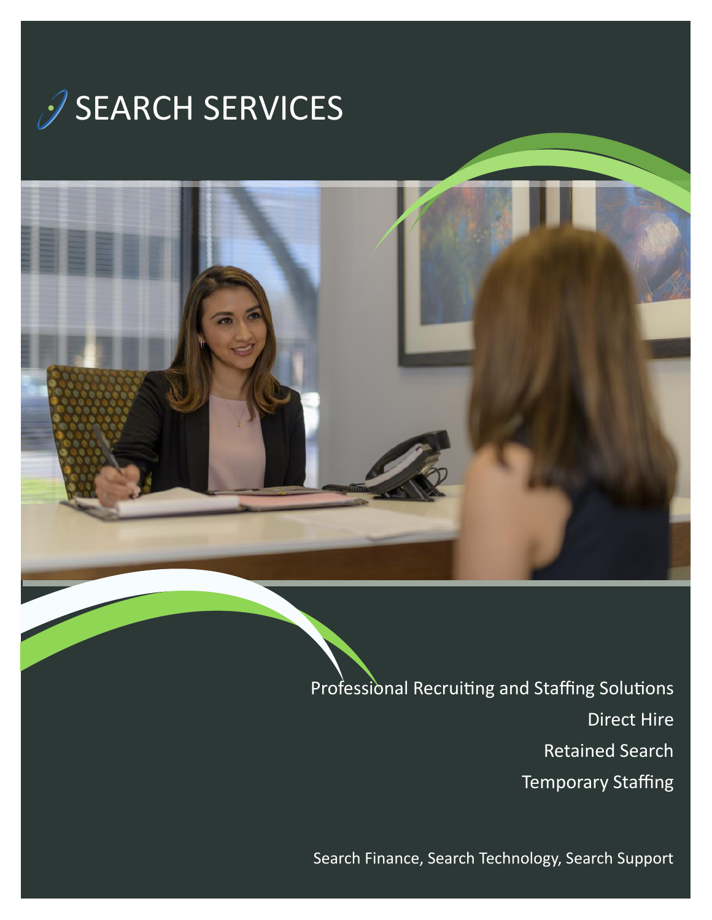# SEARCH SERVICES

Professional Recruiting and Staffing Solutions

Direct Hire

Retained Search

Temporary Staffing

Search Finance, Search Technology, Search Support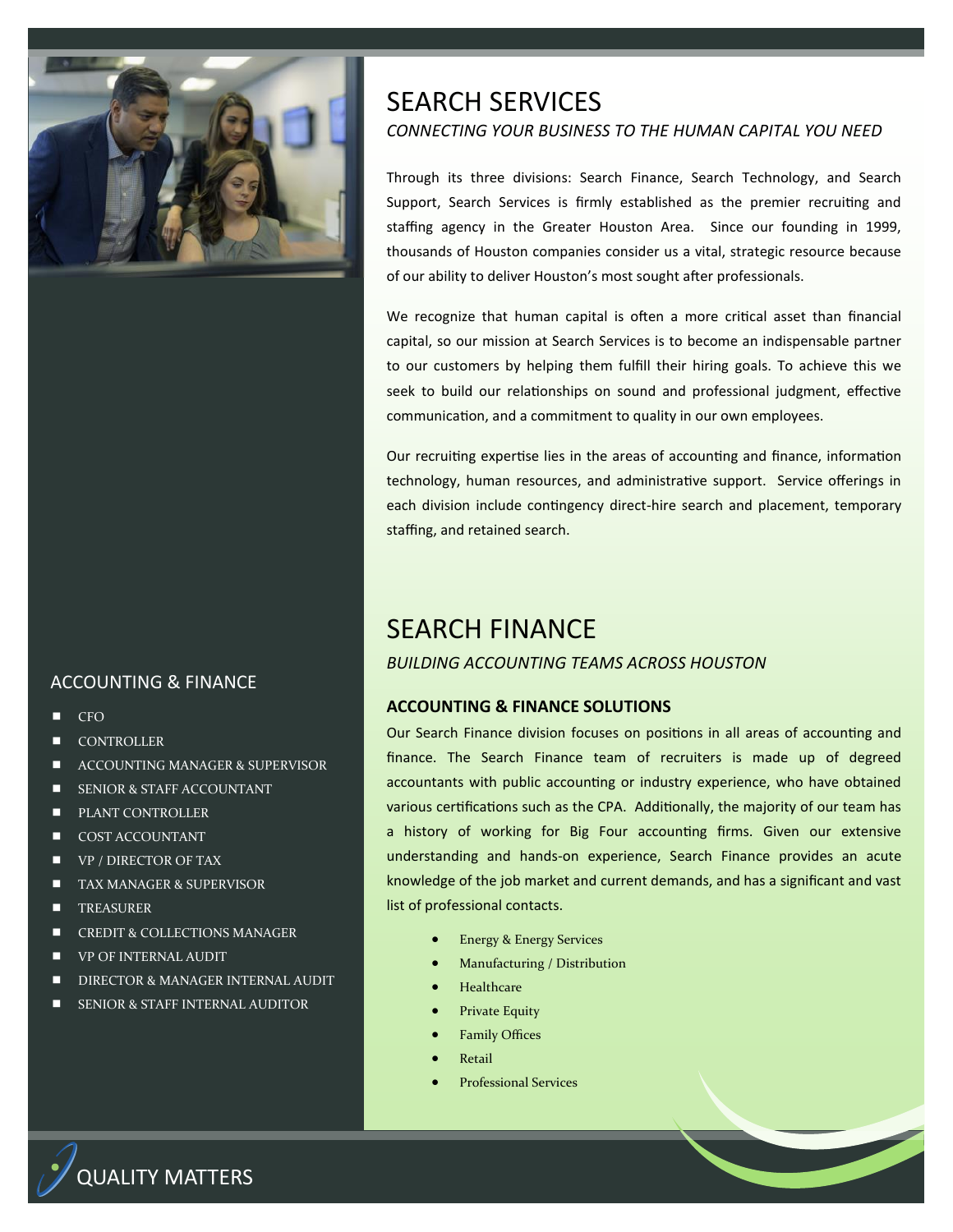# SEARCH SERVICES

*CONNECTING YOUR BUSINESS TO THE HUMAN CAPITAL YOU NEED*

Through its three divisions: Search Finance, Search Technology, and Search Support, Search Services is firmly established as the premier recruiting and staffing agency in the Greater Houston Area. Since our founding in 1999, thousands of Houston companies consider us a vital, strategic resource because of our ability to deliver Houston's most sought after professionals.

We recognize that human capital is often a more critical asset than financial capital, so our mission at Search Services is to become an indispensable partner to our customers by helping them fulfill their hiring goals. To achieve this we seek to build our relationships on sound and professional judgment, effective communication, and a commitment to quality in our own employees.

Our recruiting expertise lies in the areas of accounting and finance, information technology, human resources, and administrative support. Service offerings in each division include contingency direct-hire search and placement, temporary staffing, and retained search.

# SEARCH FINANCE

*BUILDING ACCOUNTING TEAMS ACROSS HOUSTON*

### ACCOUNTING & FINANCE SOLUTIONS

Our Search Finance division focuses on positions in all areas of accounting and finance. The Search Finance team of recruiters is made up of degreed accountants with public accounting or industry experience, who have obtained various certifications such as the CPA. Additionally, the majority of our team has a history of working for Big Four accounting firms. Given our extensive understanding and hands-on experience, Search Finance provides an acute knowledge of the job market and current demands, and has a significant and vast list of professional contacts.

- Energy & Energy Services
- Manufacturing / Distribution
- Healthcare
- Private Equity
- Family Offices
- Retail
- Professional Services

## ACCOUNTING & FINANCE

- CFO
- CONTROLLER
- ACCOUNTING MANAGER & SUPERVISOR
- SENIOR & STAFF ACCOUNTANT
- PLANT CONTROLLER
- COST ACCOUNTANT
- VP / DIRECTOR OF TAX
- TAX MANAGER & SUPERVISOR
- TREASURER
- CREDIT & COLLECTIONS MANAGER
- VP OF INTERNAL AUDIT
- DIRECTOR & MANAGER INTERNAL AUDIT
- SENIOR & STAFF INTERNAL AUDITOR

QUALITY MATTERS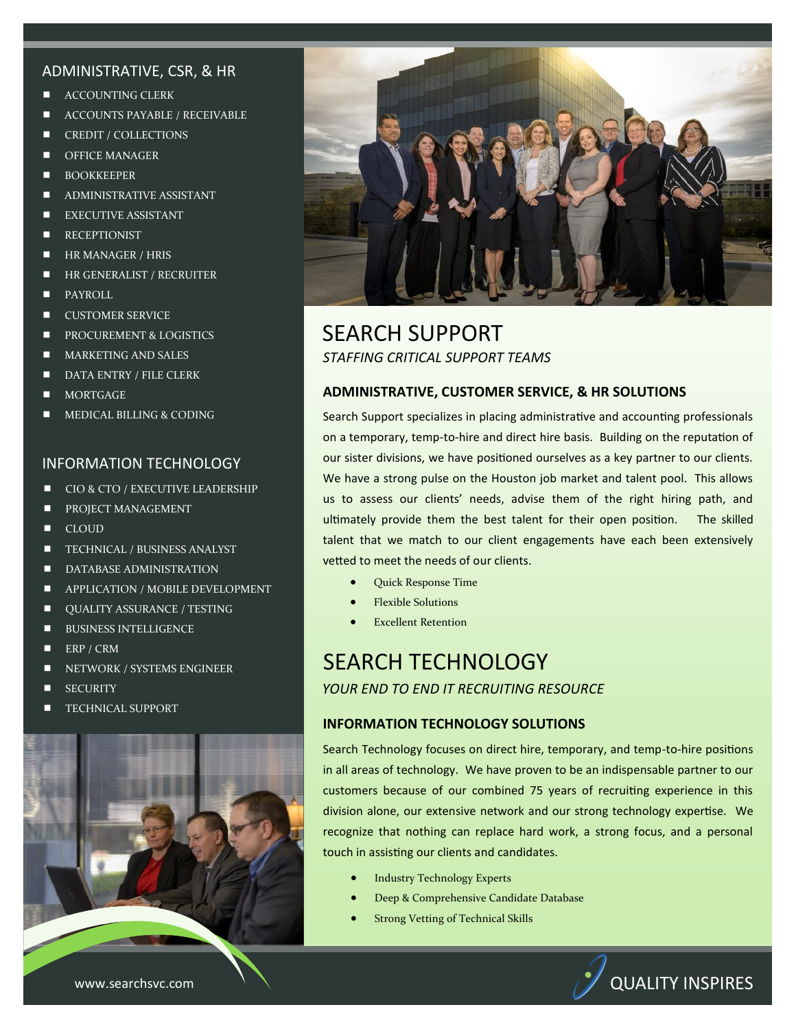## ADMINISTRATIVE, CSR, & HR

- ACCOUNTING CLERK
- ACCOUNTS PAYABLE / RECEIVABLE
- CREDIT / COLLECTIONS
- OFFICE MANAGER
- BOOKKEEPER
- ADMINISTRATIVE ASSISTANT
- EXECUTIVE ASSISTANT
- RECEPTIONIST
- HR MANAGER / HRIS
- HR GENERALIST / RECRUITER
- PAYROLL
- CUSTOMER SERVICE
- PROCUREMENT & LOGISTICS
- MARKETING AND SALES
- DATA ENTRY / FILE CLERK
- MORTGAGE
- MEDICAL BILLING & CODING

## INFORMATION TECHNOLOGY

- CIO & CTO / EXECUTIVE LEADERSHIP
- PROJECT MANAGEMENT
- CLOUD
- TECHNICAL / BUSINESS ANALYST
- DATABASE ADMINISTRATION
- APPLICATION / MOBILE DEVELOPMENT
- QUALITY ASSURANCE / TESTING
- BUSINESS INTELLIGENCE
- ERP / CRM
- NETWORK / SYSTEMS ENGINEER
- SECURITY
- TECHNICAL SUPPORT

# SEARCH SUPPORT

*STAFFING CRITICAL SUPPORT TEAMS*

### ADMINISTRATIVE, CUSTOMER SERVICE, & HR SOLUTIONS

Search Support specializes in placing administrative and accounting professionals on a temporary, temp-to-hire and direct hire basis. Building on the reputation of our sister divisions, we have positioned ourselves as a key partner to our clients. We have a strong pulse on the Houston job market and talent pool. This allows us to assess our clients' needs, advise them of the right hiring path, and ultimately provide them the best talent for their open position. The skilled talent that we match to our client engagements have each been extensively vetted to meet the needs of our clients.

- Quick Response Time
- Flexible Solutions
- Excellent Retention

# SEARCH TECHNOLOGY

*YOUR END TO END IT RECRUITING RESOURCE*

### INFORMATION TECHNOLOGY SOLUTIONS

Search Technology focuses on direct hire, temporary, and temp-to-hire positions in all areas of technology. We have proven to be an indispensable partner to our customers because of our combined 75 years of recruiting experience in this division alone, our extensive network and our strong technology expertise. We recognize that nothing can replace hard work, a strong focus, and a personal touch in assisting our clients and candidates.

- Industry Technology Experts
- Deep & Comprehensive Candidate Database
- Strong Vetting of Technical Skills

www.searchsvc.com

QUALITY INSPIRES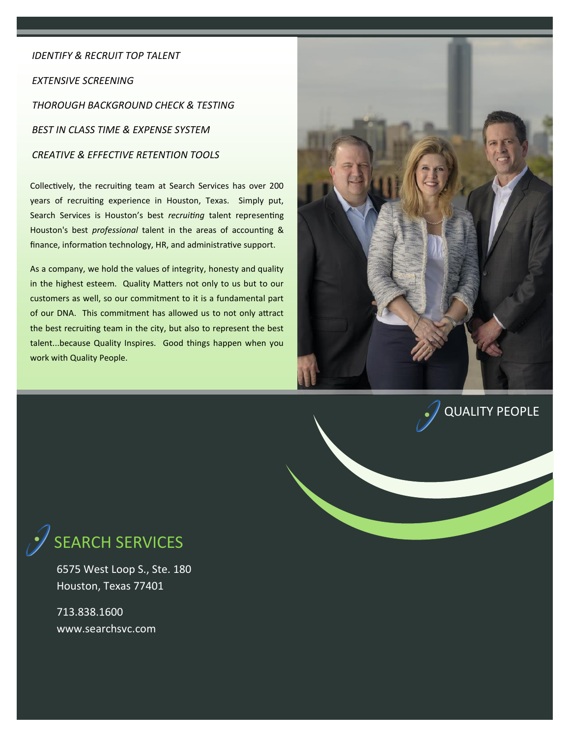*IDENTIFY & RECRUIT TOP TALENT*

*EXTENSIVE SCREENING*

*THOROUGH BACKGROUND CHECK & TESTING*

*BEST IN CLASS TIME & EXPENSE SYSTEM*

*CREATIVE & EFFECTIVE RETENTION TOOLS*

Collectively, the recruiting team at Search Services has over 200 years of recruiting experience in Houston, Texas. Simply put, Search Services is Houston's best *recruiting* talent representing Houston's best *professional* talent in the areas of accounting & finance, information technology, HR, and administrative support.

As a company, we hold the values of integrity, honesty and quality in the highest esteem. Quality Matters not only to us but to our customers as well, so our commitment to it is a fundamental part of our DNA. This commitment has allowed us to not only attract the best recruiting team in the city, but also to represent the best talent...because Quality Inspires. Good things happen when you work with Quality People.

QUALITY PEOPLE

## SEARCH SERVICES

6575 West Loop S., Ste. 180
Houston, Texas 77401

713.838.1600
www.searchsvc.com